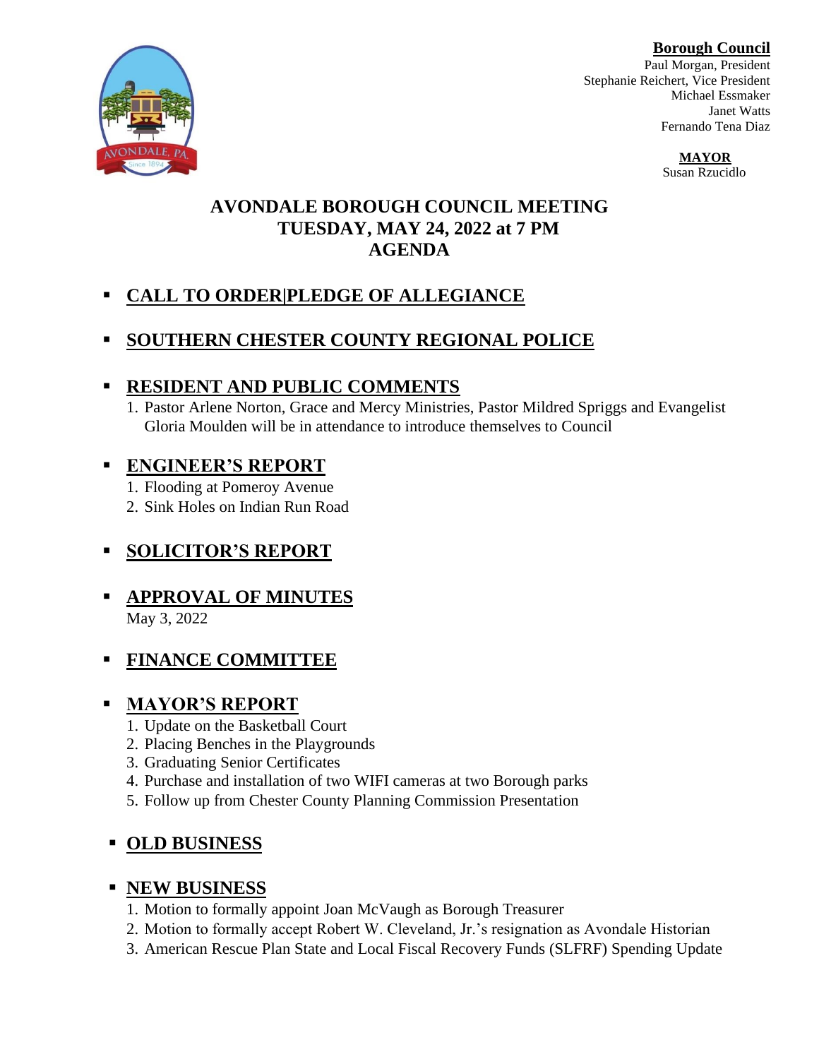**Borough Council**
Paul Morgan, President
Stephanie Reichert, Vice President
Michael Essmaker
Janet Watts
Fernando Tena Diaz

**MAYOR**
Susan Rzucidlo

# AVONDALE BOROUGH COUNCIL MEETING
## TUESDAY, MAY 24, 2022 at 7 PM
## AGENDA

- **CALL TO ORDER|PLEDGE OF ALLEGIANCE**

- **SOUTHERN CHESTER COUNTY REGIONAL POLICE**

- **RESIDENT AND PUBLIC COMMENTS**
  1. Pastor Arlene Norton, Grace and Mercy Ministries, Pastor Mildred Spriggs and Evangelist Gloria Moulden will be in attendance to introduce themselves to Council

- **ENGINEER'S REPORT**
  1. Flooding at Pomeroy Avenue
  2. Sink Holes on Indian Run Road

- **SOLICITOR'S REPORT**

- **APPROVAL OF MINUTES**
  May 3, 2022

- **FINANCE COMMITTEE**

- **MAYOR'S REPORT**
  1. Update on the Basketball Court
  2. Placing Benches in the Playgrounds
  3. Graduating Senior Certificates
  4. Purchase and installation of two WIFI cameras at two Borough parks
  5. Follow up from Chester County Planning Commission Presentation

- **OLD BUSINESS**

- **NEW BUSINESS**
  1. Motion to formally appoint Joan McVaugh as Borough Treasurer
  2. Motion to formally accept Robert W. Cleveland, Jr.'s resignation as Avondale Historian
  3. American Rescue Plan State and Local Fiscal Recovery Funds (SLFRF) Spending Update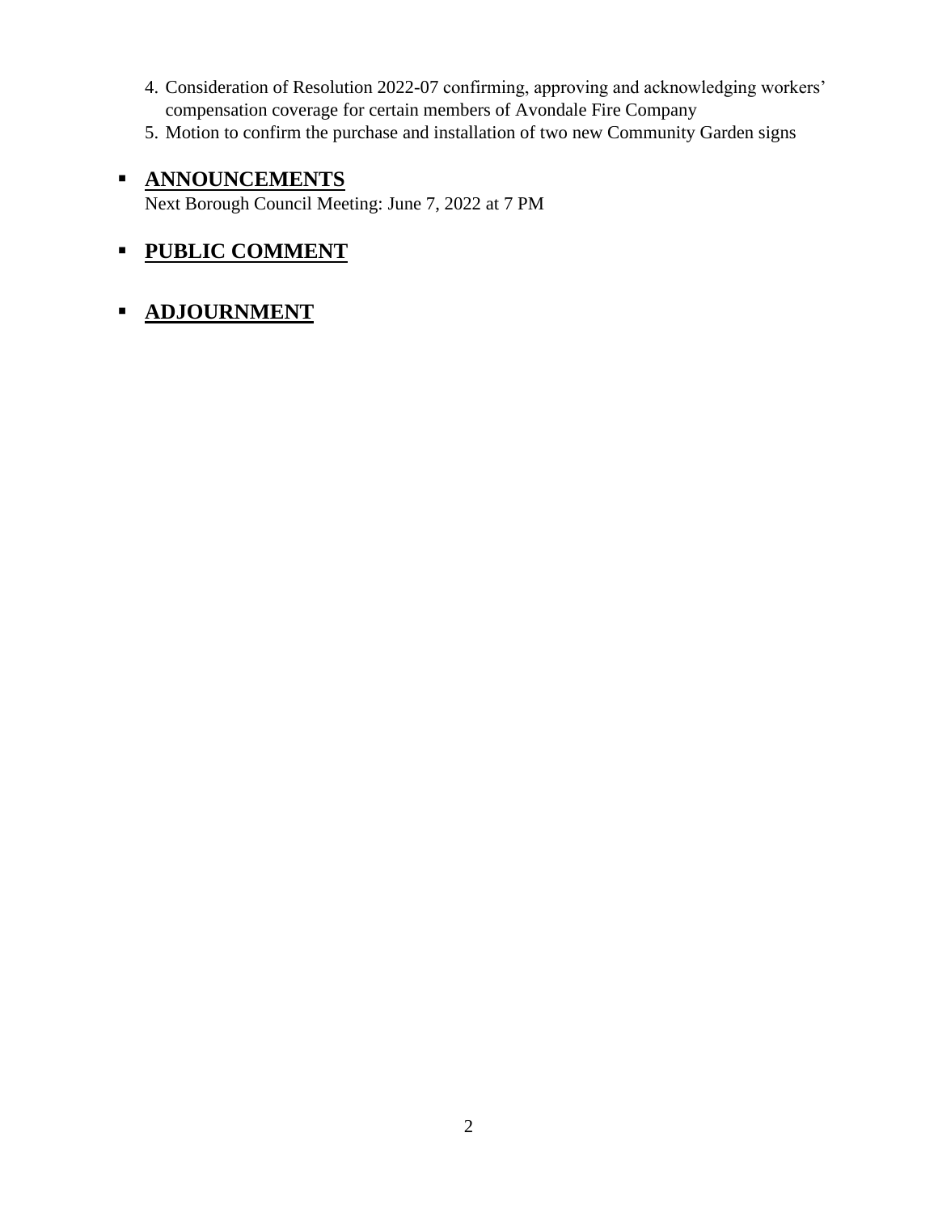4. Consideration of Resolution 2022-07 confirming, approving and acknowledging workers' compensation coverage for certain members of Avondale Fire Company
5. Motion to confirm the purchase and installation of two new Community Garden signs

- **ANNOUNCEMENTS**
  Next Borough Council Meeting: June 7, 2022 at 7 PM

- **PUBLIC COMMENT**

- **ADJOURNMENT**